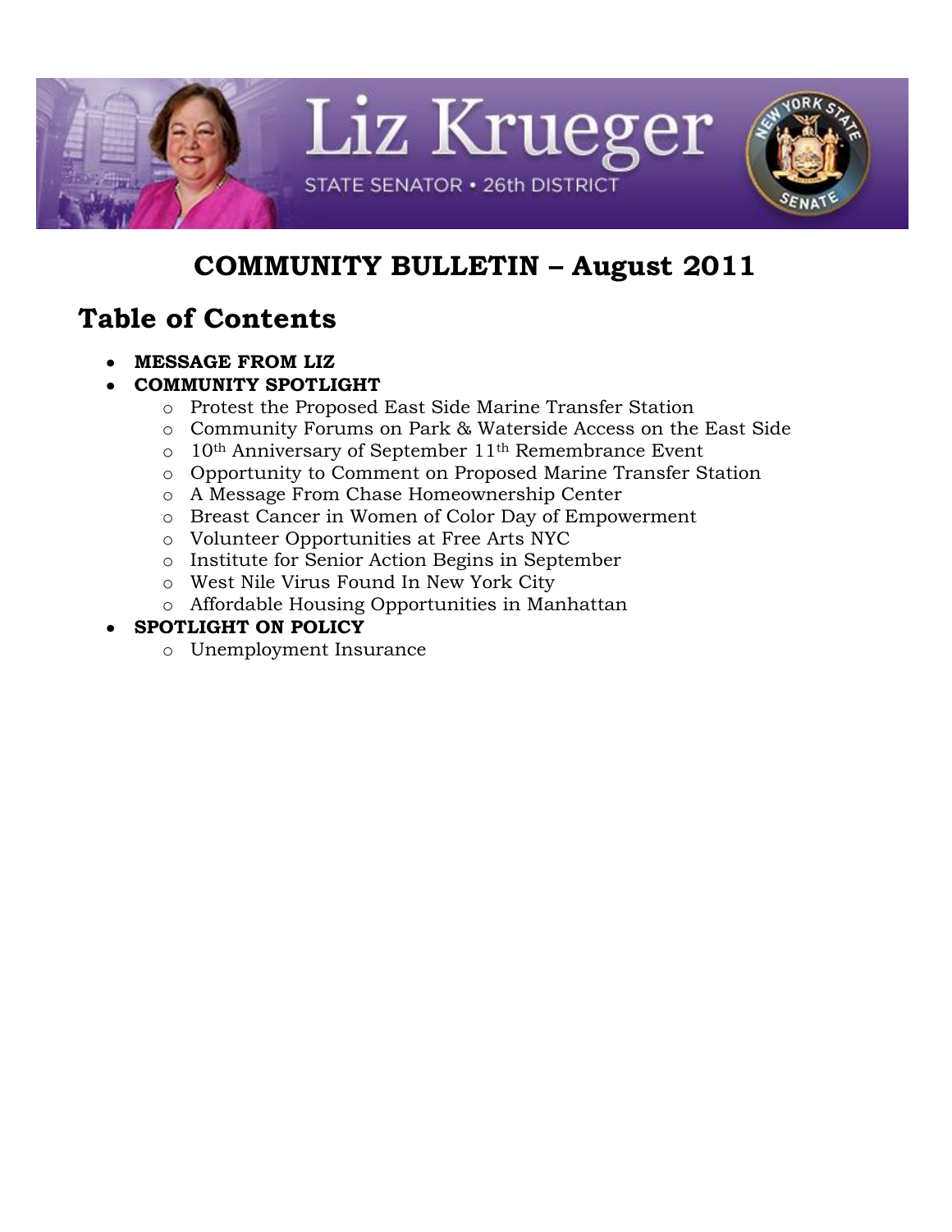Liz Krueger

STATE SENATOR • 26th DISTRICT

# COMMUNITY BULLETIN – August 2011

## Table of Contents

- **MESSAGE FROM LIZ**
- **COMMUNITY SPOTLIGHT**
  - Protest the Proposed East Side Marine Transfer Station
  - Community Forums on Park & Waterside Access on the East Side
  - 10th Anniversary of September 11th Remembrance Event
  - Opportunity to Comment on Proposed Marine Transfer Station
  - A Message From Chase Homeownership Center
  - Breast Cancer in Women of Color Day of Empowerment
  - Volunteer Opportunities at Free Arts NYC
  - Institute for Senior Action Begins in September
  - West Nile Virus Found In New York City
  - Affordable Housing Opportunities in Manhattan
- **SPOTLIGHT ON POLICY**
  - Unemployment Insurance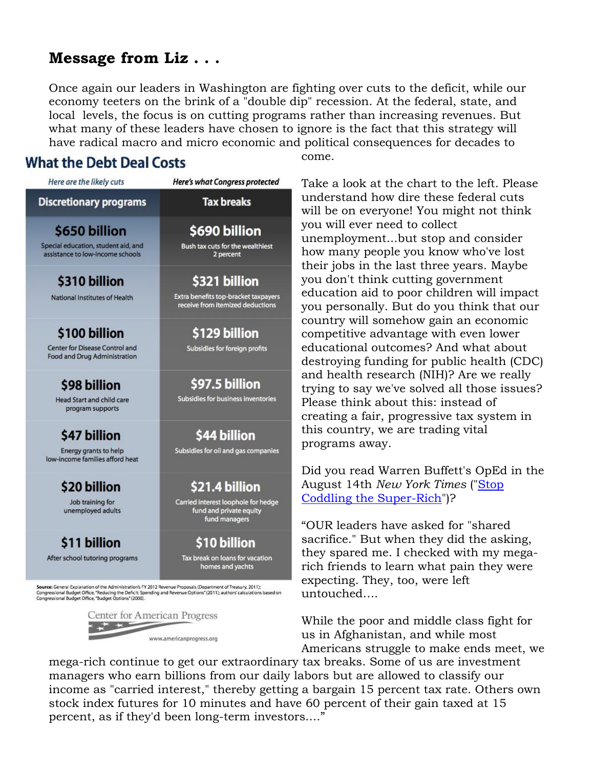## Message from Liz . . .

Once again our leaders in Washington are fighting over cuts to the deficit, while our economy teeters on the brink of a "double dip" recession. At the federal, state, and local levels, the focus is on cutting programs rather than increasing revenues. But what many of these leaders have chosen to ignore is the fact that this strategy will have radical macro and micro economic and political consequences for decades to come.

### What the Debt Deal Costs

| *Here are the likely cuts* | *Here's what Congress protected* |
|---|---|
| **Discretionary programs** | **Tax breaks** |
| **$650 billion** Special education, student aid, and assistance to low-income schools | **$690 billion** Bush tax cuts for the wealthiest 2 percent |
| **$310 billion** National Institutes of Health | **$321 billion** Extra benefits top-bracket taxpayers receive from itemized deductions |
| **$100 billion** Center for Disease Control and Food and Drug Administration | **$129 billion** Subsidies for foreign profits |
| **$98 billion** Head Start and child care program supports | **$97.5 billion** Subsidies for business inventories |
| **$47 billion** Energy grants to help low-income families afford heat | **$44 billion** Subsidies for oil and gas companies |
| **$20 billion** Job training for unemployed adults | **$21.4 billion** Carried interest loophole for hedge fund and private equity fund managers |
| **$11 billion** After school tutoring programs | **$10 billion** Tax break on loans for vacation homes and yachts |

Source: General Explanation of the Administration's FY 2012 Revenue Proposals (Department of Treasury, 2011); Congressional Budget Office, "Reducing the Deficit: Spending and Revenue Options" (2011); authors' calculations based on Congressional Budget Office, "Budget Options" (2000).

Center for American Progress
www.americanprogress.org

Take a look at the chart to the left. Please understand how dire these federal cuts will be on everyone! You might not think you will ever need to collect unemployment...but stop and consider how many people you know who've lost their jobs in the last three years. Maybe you don't think cutting government education aid to poor children will impact you personally. But do you think that our country will somehow gain an economic competitive advantage with even lower educational outcomes? And what about destroying funding for public health (CDC) and health research (NIH)? Are we really trying to say we've solved all those issues? Please think about this: instead of creating a fair, progressive tax system in this country, we are trading vital programs away.

Did you read Warren Buffett's OpEd in the August 14th *New York Times* ("Stop Coddling the Super-Rich")?

"OUR leaders have asked for "shared sacrifice." But when they did the asking, they spared me. I checked with my mega-rich friends to learn what pain they were expecting. They, too, were left untouched....

While the poor and middle class fight for us in Afghanistan, and while most Americans struggle to make ends meet, we mega-rich continue to get our extraordinary tax breaks. Some of us are investment managers who earn billions from our daily labors but are allowed to classify our income as "carried interest," thereby getting a bargain 15 percent tax rate. Others own stock index futures for 10 minutes and have 60 percent of their gain taxed at 15 percent, as if they'd been long-term investors...."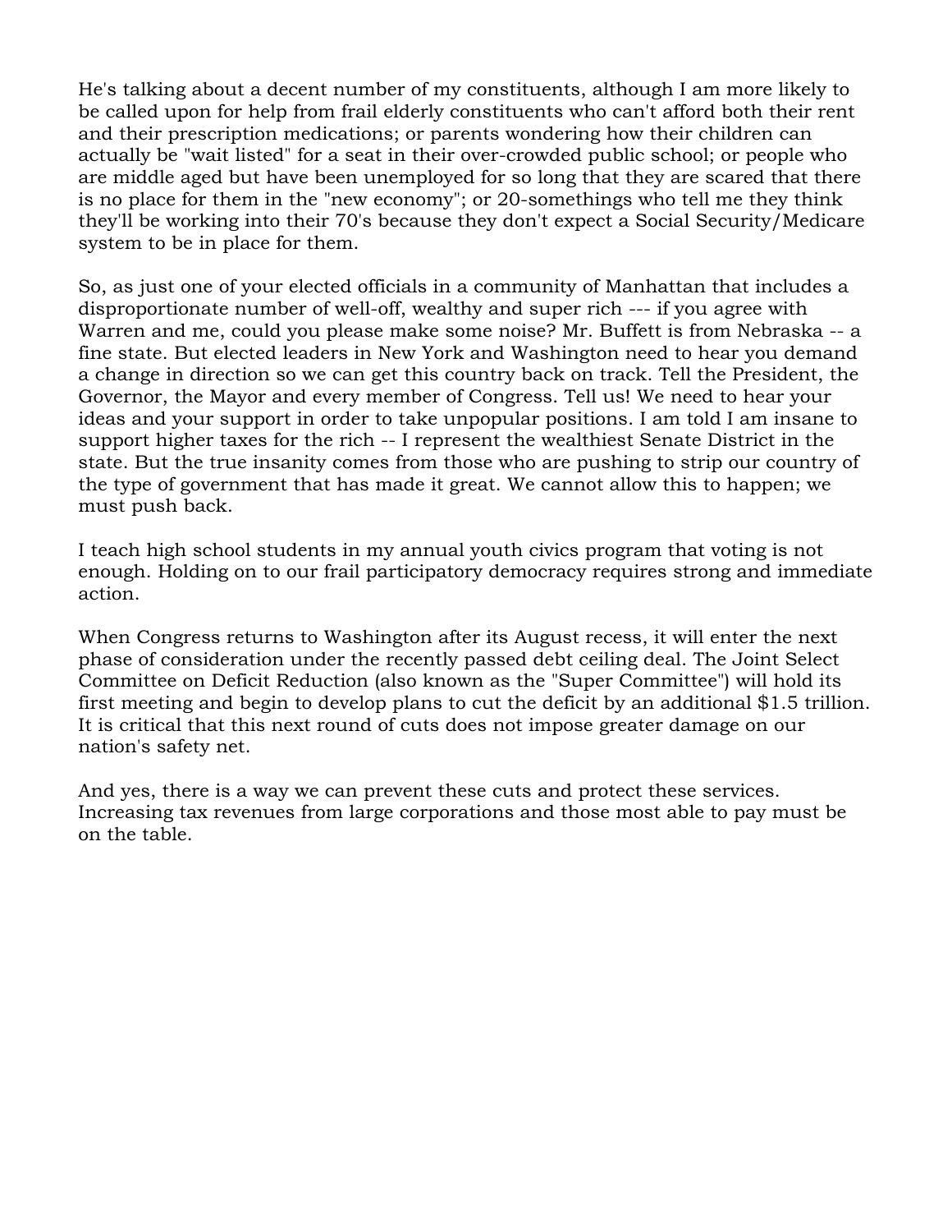He's talking about a decent number of my constituents, although I am more likely to be called upon for help from frail elderly constituents who can't afford both their rent and their prescription medications; or parents wondering how their children can actually be "wait listed" for a seat in their over-crowded public school; or people who are middle aged but have been unemployed for so long that they are scared that there is no place for them in the "new economy"; or 20-somethings who tell me they think they'll be working into their 70's because they don't expect a Social Security/Medicare system to be in place for them.

So, as just one of your elected officials in a community of Manhattan that includes a disproportionate number of well-off, wealthy and super rich --- if you agree with Warren and me, could you please make some noise? Mr. Buffett is from Nebraska -- a fine state. But elected leaders in New York and Washington need to hear you demand a change in direction so we can get this country back on track. Tell the President, the Governor, the Mayor and every member of Congress. Tell us! We need to hear your ideas and your support in order to take unpopular positions. I am told I am insane to support higher taxes for the rich -- I represent the wealthiest Senate District in the state. But the true insanity comes from those who are pushing to strip our country of the type of government that has made it great. We cannot allow this to happen; we must push back.

I teach high school students in my annual youth civics program that voting is not enough. Holding on to our frail participatory democracy requires strong and immediate action.

When Congress returns to Washington after its August recess, it will enter the next phase of consideration under the recently passed debt ceiling deal. The Joint Select Committee on Deficit Reduction (also known as the "Super Committee") will hold its first meeting and begin to develop plans to cut the deficit by an additional $1.5 trillion. It is critical that this next round of cuts does not impose greater damage on our nation's safety net.

And yes, there is a way we can prevent these cuts and protect these services. Increasing tax revenues from large corporations and those most able to pay must be on the table.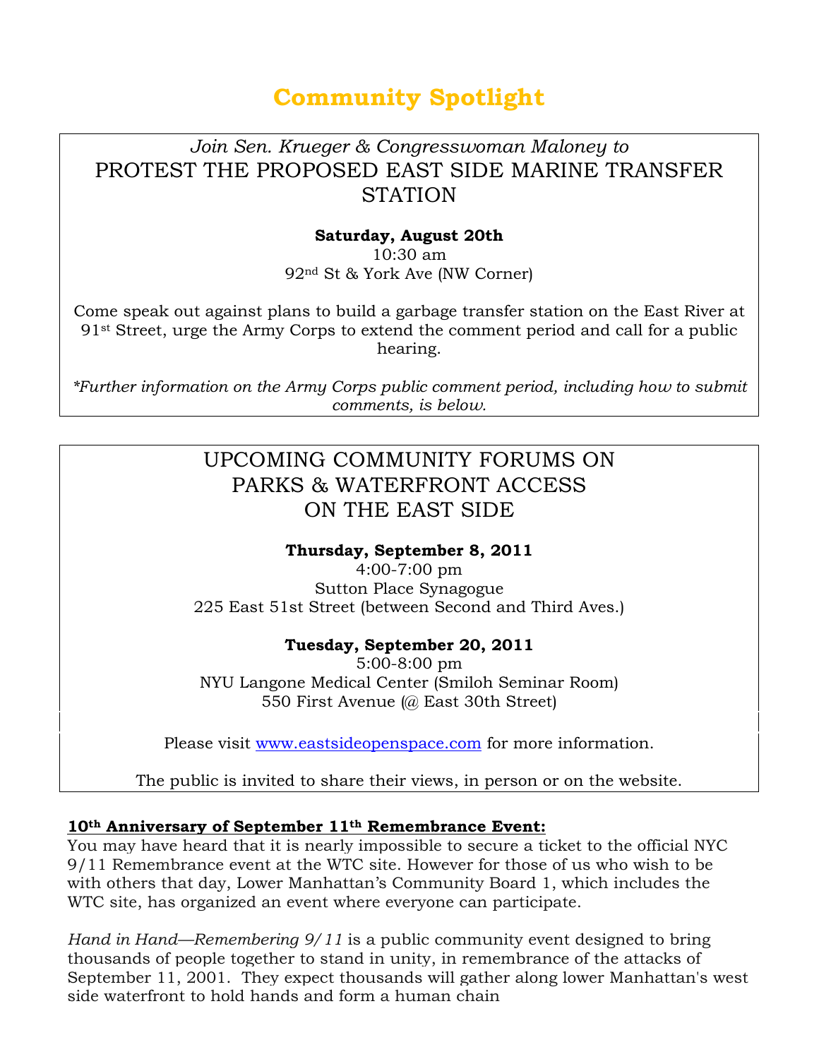# Community Spotlight

*Join Sen. Krueger & Congresswoman Maloney to*

PROTEST THE PROPOSED EAST SIDE MARINE TRANSFER STATION

**Saturday, August 20th**

10:30 am

92nd St & York Ave (NW Corner)

Come speak out against plans to build a garbage transfer station on the East River at 91st Street, urge the Army Corps to extend the comment period and call for a public hearing.

*\*Further information on the Army Corps public comment period, including how to submit comments, is below.*

UPCOMING COMMUNITY FORUMS ON PARKS & WATERFRONT ACCESS ON THE EAST SIDE

**Thursday, September 8, 2011**

4:00-7:00 pm

Sutton Place Synagogue

225 East 51st Street (between Second and Third Aves.)

**Tuesday, September 20, 2011**

5:00-8:00 pm

NYU Langone Medical Center (Smiloh Seminar Room)

550 First Avenue (@ East 30th Street)

Please visit [www.eastsideopenspace.com](http://www.eastsideopenspace.com) for more information.

The public is invited to share their views, in person or on the website.

**10th Anniversary of September 11th Remembrance Event:**

You may have heard that it is nearly impossible to secure a ticket to the official NYC 9/11 Remembrance event at the WTC site. However for those of us who wish to be with others that day, Lower Manhattan's Community Board 1, which includes the WTC site, has organized an event where everyone can participate.

*Hand in Hand—Remembering 9/11* is a public community event designed to bring thousands of people together to stand in unity, in remembrance of the attacks of September 11, 2001. They expect thousands will gather along lower Manhattan's west side waterfront to hold hands and form a human chain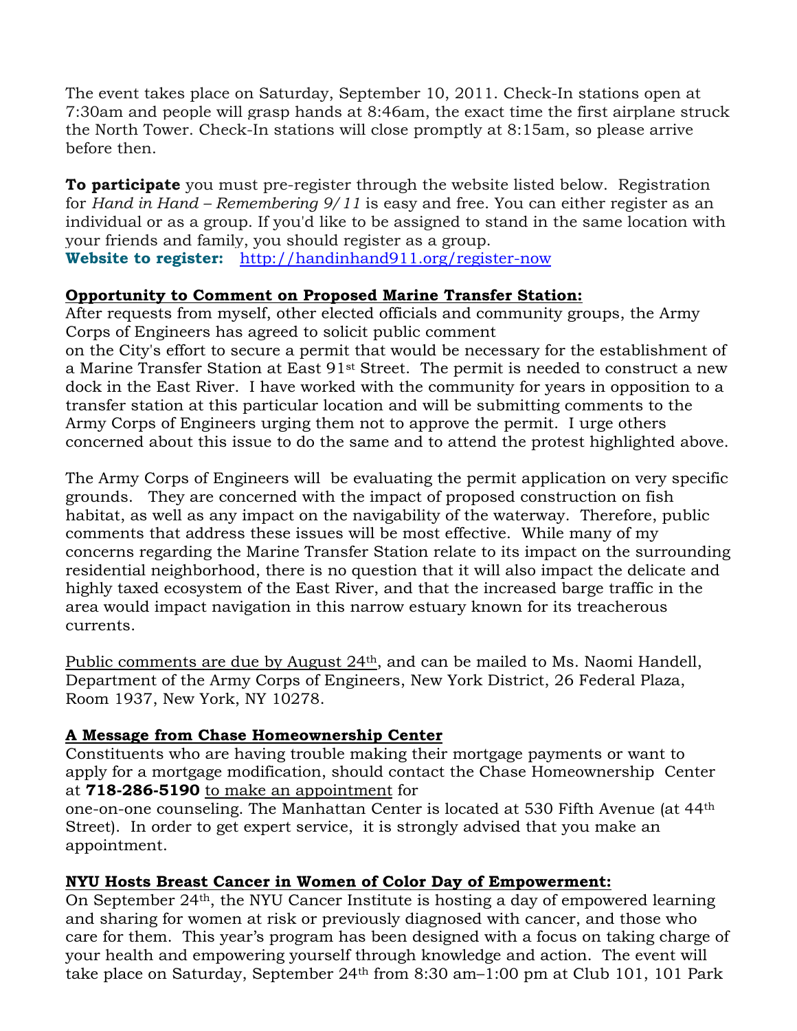The event takes place on Saturday, September 10, 2011. Check-In stations open at 7:30am and people will grasp hands at 8:46am, the exact time the first airplane struck the North Tower. Check-In stations will close promptly at 8:15am, so please arrive before then.

**To participate** you must pre-register through the website listed below. Registration for *Hand in Hand – Remembering 9/11* is easy and free. You can either register as an individual or as a group. If you'd like to be assigned to stand in the same location with your friends and family, you should register as a group.
**Website to register:** http://handinhand911.org/register-now

**Opportunity to Comment on Proposed Marine Transfer Station:**

After requests from myself, other elected officials and community groups, the Army Corps of Engineers has agreed to solicit public comment on the City's effort to secure a permit that would be necessary for the establishment of a Marine Transfer Station at East 91st Street. The permit is needed to construct a new dock in the East River. I have worked with the community for years in opposition to a transfer station at this particular location and will be submitting comments to the Army Corps of Engineers urging them not to approve the permit. I urge others concerned about this issue to do the same and to attend the protest highlighted above.

The Army Corps of Engineers will be evaluating the permit application on very specific grounds. They are concerned with the impact of proposed construction on fish habitat, as well as any impact on the navigability of the waterway. Therefore, public comments that address these issues will be most effective. While many of my concerns regarding the Marine Transfer Station relate to its impact on the surrounding residential neighborhood, there is no question that it will also impact the delicate and highly taxed ecosystem of the East River, and that the increased barge traffic in the area would impact navigation in this narrow estuary known for its treacherous currents.

Public comments are due by August 24th, and can be mailed to Ms. Naomi Handell, Department of the Army Corps of Engineers, New York District, 26 Federal Plaza, Room 1937, New York, NY 10278.

**A Message from Chase Homeownership Center**

Constituents who are having trouble making their mortgage payments or want to apply for a mortgage modification, should contact the Chase Homeownership Center at **718-286-5190** to make an appointment for one-on-one counseling. The Manhattan Center is located at 530 Fifth Avenue (at 44th Street). In order to get expert service, it is strongly advised that you make an appointment.

**NYU Hosts Breast Cancer in Women of Color Day of Empowerment:**

On September 24th, the NYU Cancer Institute is hosting a day of empowered learning and sharing for women at risk or previously diagnosed with cancer, and those who care for them. This year's program has been designed with a focus on taking charge of your health and empowering yourself through knowledge and action. The event will take place on Saturday, September 24th from 8:30 am–1:00 pm at Club 101, 101 Park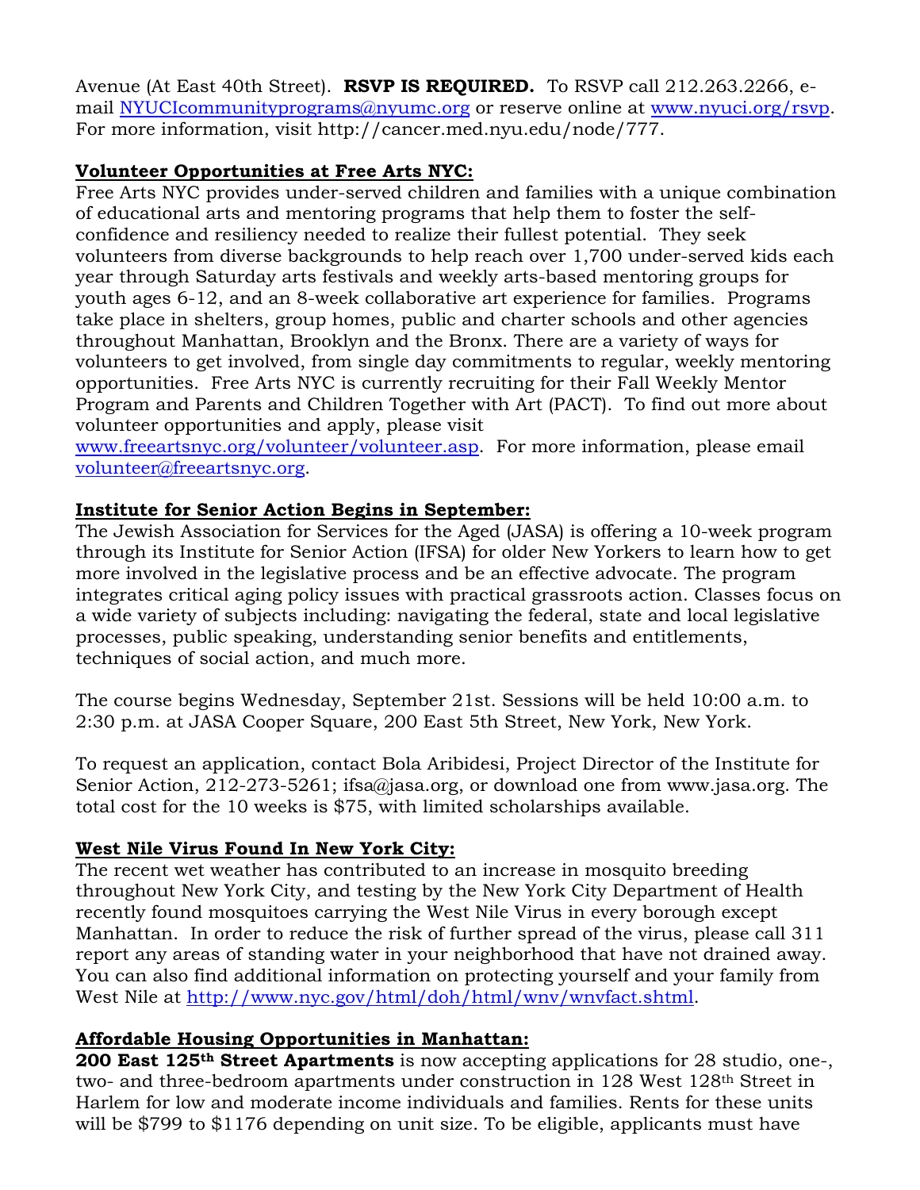Avenue (At East 40th Street). **RSVP IS REQUIRED.** To RSVP call 212.263.2266, e-mail [NYUCIcommunityprograms@nyumc.org](mailto:NYUCIcommunityprograms@nyumc.org) or reserve online at [www.nyuci.org/rsvp](http://www.nyuci.org/rsvp). For more information, visit http://cancer.med.nyu.edu/node/777.

**Volunteer Opportunities at Free Arts NYC:**

Free Arts NYC provides under-served children and families with a unique combination of educational arts and mentoring programs that help them to foster the self-confidence and resiliency needed to realize their fullest potential. They seek volunteers from diverse backgrounds to help reach over 1,700 under-served kids each year through Saturday arts festivals and weekly arts-based mentoring groups for youth ages 6-12, and an 8-week collaborative art experience for families. Programs take place in shelters, group homes, public and charter schools and other agencies throughout Manhattan, Brooklyn and the Bronx. There are a variety of ways for volunteers to get involved, from single day commitments to regular, weekly mentoring opportunities. Free Arts NYC is currently recruiting for their Fall Weekly Mentor Program and Parents and Children Together with Art (PACT). To find out more about volunteer opportunities and apply, please visit [www.freeartsnyc.org/volunteer/volunteer.asp](http://www.freeartsnyc.org/volunteer/volunteer.asp). For more information, please email [volunteer@freeartsnyc.org](mailto:volunteer@freeartsnyc.org).

**Institute for Senior Action Begins in September:**

The Jewish Association for Services for the Aged (JASA) is offering a 10-week program through its Institute for Senior Action (IFSA) for older New Yorkers to learn how to get more involved in the legislative process and be an effective advocate. The program integrates critical aging policy issues with practical grassroots action. Classes focus on a wide variety of subjects including: navigating the federal, state and local legislative processes, public speaking, understanding senior benefits and entitlements, techniques of social action, and much more.

The course begins Wednesday, September 21st. Sessions will be held 10:00 a.m. to 2:30 p.m. at JASA Cooper Square, 200 East 5th Street, New York, New York.

To request an application, contact Bola Aribidesi, Project Director of the Institute for Senior Action, 212-273-5261; ifsa@jasa.org, or download one from www.jasa.org. The total cost for the 10 weeks is $75, with limited scholarships available.

**West Nile Virus Found In New York City:**

The recent wet weather has contributed to an increase in mosquito breeding throughout New York City, and testing by the New York City Department of Health recently found mosquitoes carrying the West Nile Virus in every borough except Manhattan. In order to reduce the risk of further spread of the virus, please call 311 report any areas of standing water in your neighborhood that have not drained away. You can also find additional information on protecting yourself and your family from West Nile at [http://www.nyc.gov/html/doh/html/wnv/wnvfact.shtml](http://www.nyc.gov/html/doh/html/wnv/wnvfact.shtml).

**Affordable Housing Opportunities in Manhattan:**

**200 East 125th Street Apartments** is now accepting applications for 28 studio, one-, two- and three-bedroom apartments under construction in 128 West 128th Street in Harlem for low and moderate income individuals and families. Rents for these units will be $799 to $1176 depending on unit size. To be eligible, applicants must have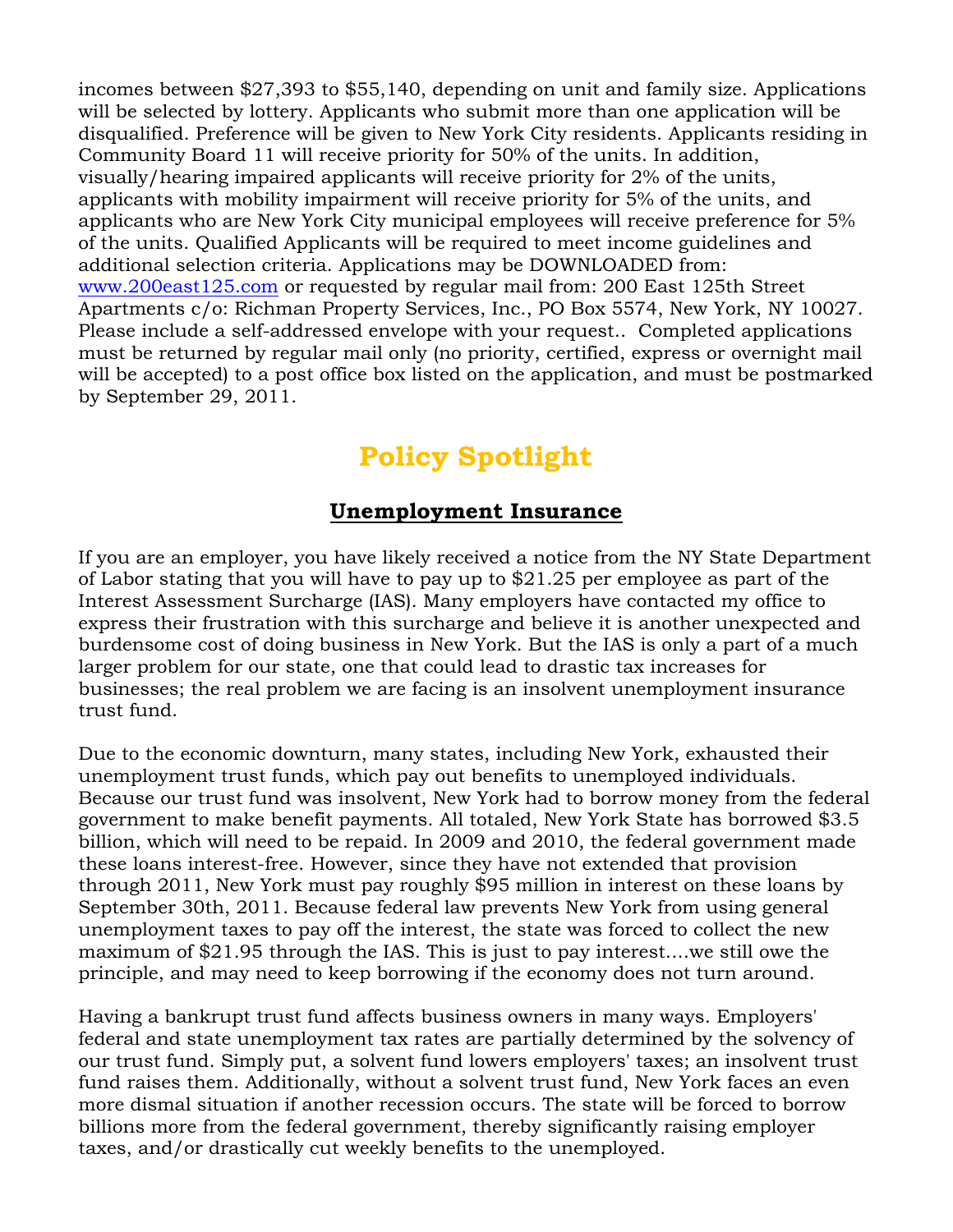incomes between $27,393 to $55,140, depending on unit and family size. Applications will be selected by lottery. Applicants who submit more than one application will be disqualified. Preference will be given to New York City residents. Applicants residing in Community Board 11 will receive priority for 50% of the units. In addition, visually/hearing impaired applicants will receive priority for 2% of the units, applicants with mobility impairment will receive priority for 5% of the units, and applicants who are New York City municipal employees will receive preference for 5% of the units. Qualified Applicants will be required to meet income guidelines and additional selection criteria. Applications may be DOWNLOADED from: [www.200east125.com](http://www.200east125.com) or requested by regular mail from: 200 East 125th Street Apartments c/o: Richman Property Services, Inc., PO Box 5574, New York, NY 10027. Please include a self-addressed envelope with your request.. Completed applications must be returned by regular mail only (no priority, certified, express or overnight mail will be accepted) to a post office box listed on the application, and must be postmarked by September 29, 2011.

# Policy Spotlight

## Unemployment Insurance

If you are an employer, you have likely received a notice from the NY State Department of Labor stating that you will have to pay up to $21.25 per employee as part of the Interest Assessment Surcharge (IAS). Many employers have contacted my office to express their frustration with this surcharge and believe it is another unexpected and burdensome cost of doing business in New York. But the IAS is only a part of a much larger problem for our state, one that could lead to drastic tax increases for businesses; the real problem we are facing is an insolvent unemployment insurance trust fund.

Due to the economic downturn, many states, including New York, exhausted their unemployment trust funds, which pay out benefits to unemployed individuals. Because our trust fund was insolvent, New York had to borrow money from the federal government to make benefit payments. All totaled, New York State has borrowed $3.5 billion, which will need to be repaid. In 2009 and 2010, the federal government made these loans interest-free. However, since they have not extended that provision through 2011, New York must pay roughly $95 million in interest on these loans by September 30th, 2011. Because federal law prevents New York from using general unemployment taxes to pay off the interest, the state was forced to collect the new maximum of $21.95 through the IAS. This is just to pay interest....we still owe the principle, and may need to keep borrowing if the economy does not turn around.

Having a bankrupt trust fund affects business owners in many ways. Employers' federal and state unemployment tax rates are partially determined by the solvency of our trust fund. Simply put, a solvent fund lowers employers' taxes; an insolvent trust fund raises them. Additionally, without a solvent trust fund, New York faces an even more dismal situation if another recession occurs. The state will be forced to borrow billions more from the federal government, thereby significantly raising employer taxes, and/or drastically cut weekly benefits to the unemployed.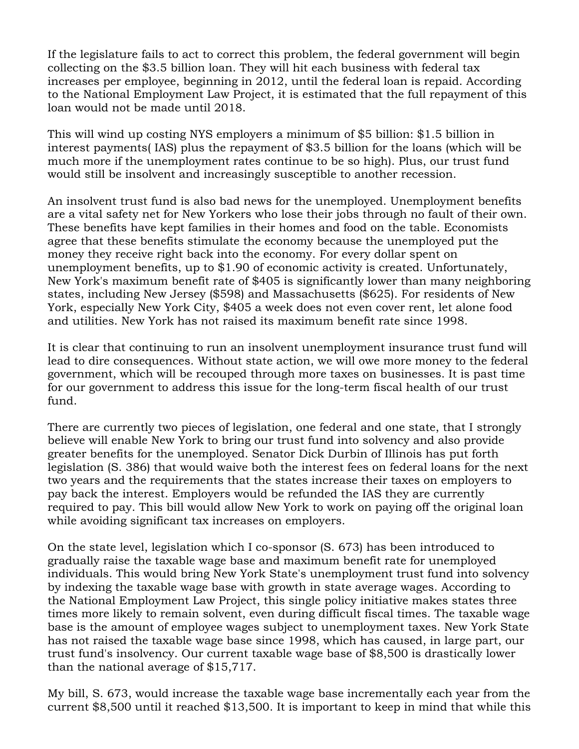If the legislature fails to act to correct this problem, the federal government will begin collecting on the $3.5 billion loan. They will hit each business with federal tax increases per employee, beginning in 2012, until the federal loan is repaid. According to the National Employment Law Project, it is estimated that the full repayment of this loan would not be made until 2018.

This will wind up costing NYS employers a minimum of $5 billion: $1.5 billion in interest payments( IAS) plus the repayment of $3.5 billion for the loans (which will be much more if the unemployment rates continue to be so high). Plus, our trust fund would still be insolvent and increasingly susceptible to another recession.

An insolvent trust fund is also bad news for the unemployed. Unemployment benefits are a vital safety net for New Yorkers who lose their jobs through no fault of their own. These benefits have kept families in their homes and food on the table. Economists agree that these benefits stimulate the economy because the unemployed put the money they receive right back into the economy. For every dollar spent on unemployment benefits, up to $1.90 of economic activity is created. Unfortunately, New York's maximum benefit rate of $405 is significantly lower than many neighboring states, including New Jersey ($598) and Massachusetts ($625). For residents of New York, especially New York City, $405 a week does not even cover rent, let alone food and utilities. New York has not raised its maximum benefit rate since 1998.

It is clear that continuing to run an insolvent unemployment insurance trust fund will lead to dire consequences. Without state action, we will owe more money to the federal government, which will be recouped through more taxes on businesses. It is past time for our government to address this issue for the long-term fiscal health of our trust fund.

There are currently two pieces of legislation, one federal and one state, that I strongly believe will enable New York to bring our trust fund into solvency and also provide greater benefits for the unemployed. Senator Dick Durbin of Illinois has put forth legislation (S. 386) that would waive both the interest fees on federal loans for the next two years and the requirements that the states increase their taxes on employers to pay back the interest. Employers would be refunded the IAS they are currently required to pay. This bill would allow New York to work on paying off the original loan while avoiding significant tax increases on employers.

On the state level, legislation which I co-sponsor (S. 673) has been introduced to gradually raise the taxable wage base and maximum benefit rate for unemployed individuals. This would bring New York State's unemployment trust fund into solvency by indexing the taxable wage base with growth in state average wages. According to the National Employment Law Project, this single policy initiative makes states three times more likely to remain solvent, even during difficult fiscal times. The taxable wage base is the amount of employee wages subject to unemployment taxes. New York State has not raised the taxable wage base since 1998, which has caused, in large part, our trust fund's insolvency. Our current taxable wage base of $8,500 is drastically lower than the national average of $15,717.

My bill, S. 673, would increase the taxable wage base incrementally each year from the current $8,500 until it reached $13,500. It is important to keep in mind that while this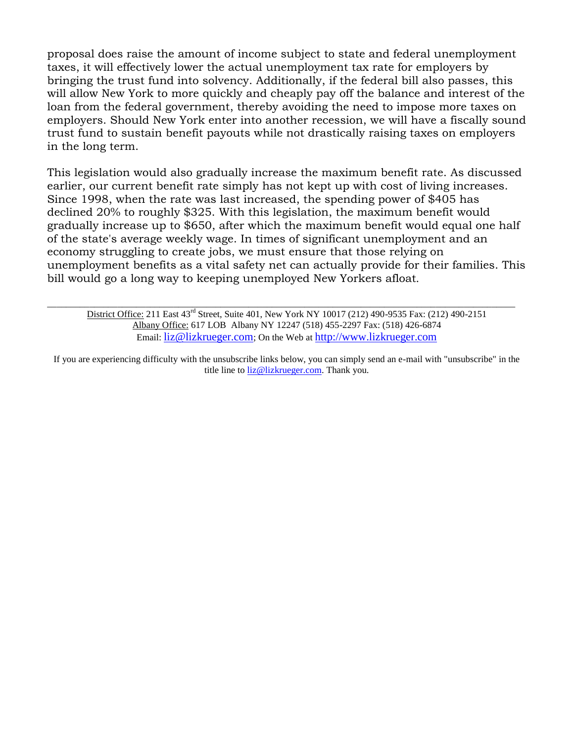proposal does raise the amount of income subject to state and federal unemployment taxes, it will effectively lower the actual unemployment tax rate for employers by bringing the trust fund into solvency. Additionally, if the federal bill also passes, this will allow New York to more quickly and cheaply pay off the balance and interest of the loan from the federal government, thereby avoiding the need to impose more taxes on employers. Should New York enter into another recession, we will have a fiscally sound trust fund to sustain benefit payouts while not drastically raising taxes on employers in the long term.

This legislation would also gradually increase the maximum benefit rate. As discussed earlier, our current benefit rate simply has not kept up with cost of living increases. Since 1998, when the rate was last increased, the spending power of $405 has declined 20% to roughly $325. With this legislation, the maximum benefit would gradually increase up to $650, after which the maximum benefit would equal one half of the state's average weekly wage. In times of significant unemployment and an economy struggling to create jobs, we must ensure that those relying on unemployment benefits as a vital safety net can actually provide for their families. This bill would go a long way to keeping unemployed New Yorkers afloat.

---

District Office: 211 East 43rd Street, Suite 401, New York NY 10017 (212) 490-9535 Fax: (212) 490-2151
Albany Office: 617 LOB Albany NY 12247 (518) 455-2297 Fax: (518) 426-6874
Email: liz@lizkrueger.com; On the Web at http://www.lizkrueger.com

If you are experiencing difficulty with the unsubscribe links below, you can simply send an e-mail with "unsubscribe" in the title line to liz@lizkrueger.com. Thank you.